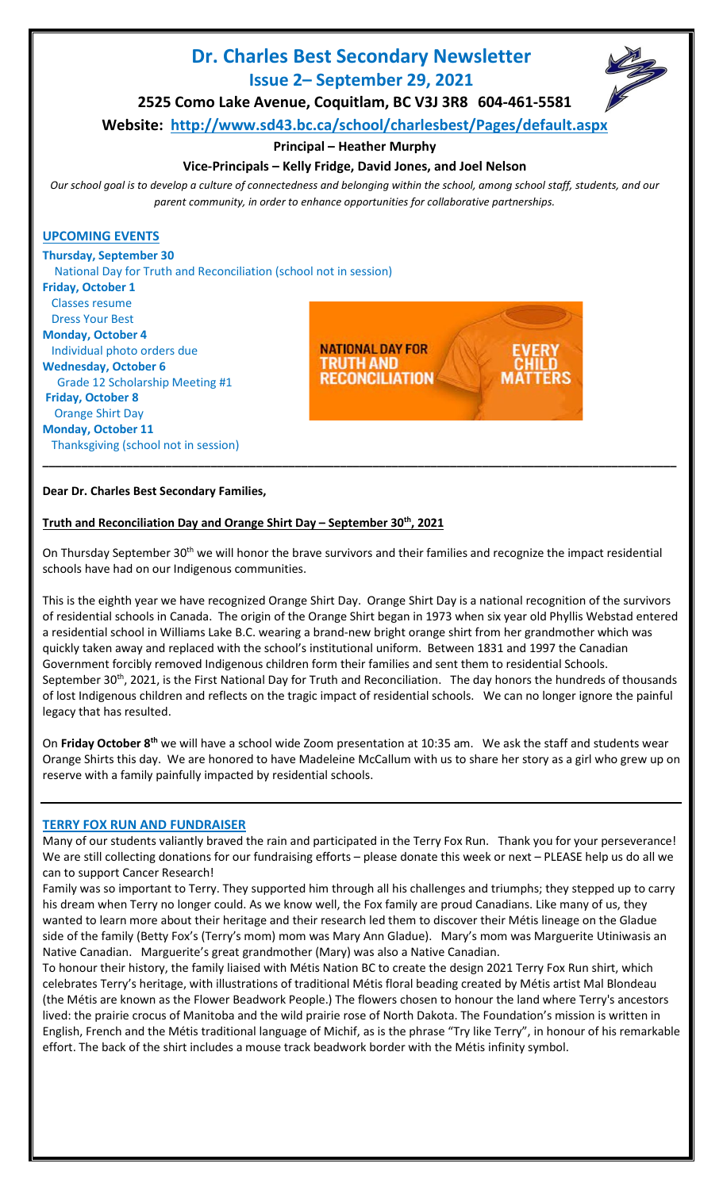# Dr. Charles Best Secondary Newsletter

## Issue 2– September 29, 2021

**2525 Como Lake Avenue, Coquitlam, BC V3J 3R8 604-461-5581**

**Website: http://www.sd43.bc.ca/school/charlesbest/Pages/default.aspx**

**Principal – Heather Murphy**

**Vice-Principals – Kelly Fridge, David Jones, and Joel Nelson**

*Our school goal is to develop a culture of connectedness and belonging within the school, among school staff, students, and our parent community, in order to enhance opportunities for collaborative partnerships.*

## UPCOMING EVENTS

**Thursday, September 30**
National Day for Truth and Reconciliation (school not in session)

**Friday, October 1**
Classes resume
Dress Your Best

**Monday, October 4**
Individual photo orders due

**Wednesday, October 6**
Grade 12 Scholarship Meeting #1

**Friday, October 8**
Orange Shirt Day

**Monday, October 11**
Thanksgiving (school not in session)

NATIONAL DAY FOR TRUTH AND RECONCILIATION

EVERY CHILD MATTERS

---

**Dear Dr. Charles Best Secondary Families,**

**Truth and Reconciliation Day and Orange Shirt Day – September 30th, 2021**

On Thursday September 30th we will honor the brave survivors and their families and recognize the impact residential schools have had on our Indigenous communities.

This is the eighth year we have recognized Orange Shirt Day. Orange Shirt Day is a national recognition of the survivors of residential schools in Canada. The origin of the Orange Shirt began in 1973 when six year old Phyllis Webstad entered a residential school in Williams Lake B.C. wearing a brand-new bright orange shirt from her grandmother which was quickly taken away and replaced with the school's institutional uniform. Between 1831 and 1997 the Canadian Government forcibly removed Indigenous children form their families and sent them to residential Schools. September 30th, 2021, is the First National Day for Truth and Reconciliation. The day honors the hundreds of thousands of lost Indigenous children and reflects on the tragic impact of residential schools. We can no longer ignore the painful legacy that has resulted.

On **Friday October 8th** we will have a school wide Zoom presentation at 10:35 am. We ask the staff and students wear Orange Shirts this day. We are honored to have Madeleine McCallum with us to share her story as a girl who grew up on reserve with a family painfully impacted by residential schools.

---

## TERRY FOX RUN AND FUNDRAISER

Many of our students valiantly braved the rain and participated in the Terry Fox Run. Thank you for your perseverance! We are still collecting donations for our fundraising efforts – please donate this week or next – PLEASE help us do all we can to support Cancer Research!

Family was so important to Terry. They supported him through all his challenges and triumphs; they stepped up to carry his dream when Terry no longer could. As we know well, the Fox family are proud Canadians. Like many of us, they wanted to learn more about their heritage and their research led them to discover their Métis lineage on the Gladue side of the family (Betty Fox's (Terry's mom) mom was Mary Ann Gladue). Mary's mom was Marguerite Utiniwasis an Native Canadian. Marguerite's great grandmother (Mary) was also a Native Canadian.

To honour their history, the family liaised with Métis Nation BC to create the design 2021 Terry Fox Run shirt, which celebrates Terry's heritage, with illustrations of traditional Métis floral beading created by Métis artist Mal Blondeau (the Métis are known as the Flower Beadwork People.) The flowers chosen to honour the land where Terry's ancestors lived: the prairie crocus of Manitoba and the wild prairie rose of North Dakota. The Foundation's mission is written in English, French and the Métis traditional language of Michif, as is the phrase "Try like Terry", in honour of his remarkable effort. The back of the shirt includes a mouse track beadwork border with the Métis infinity symbol.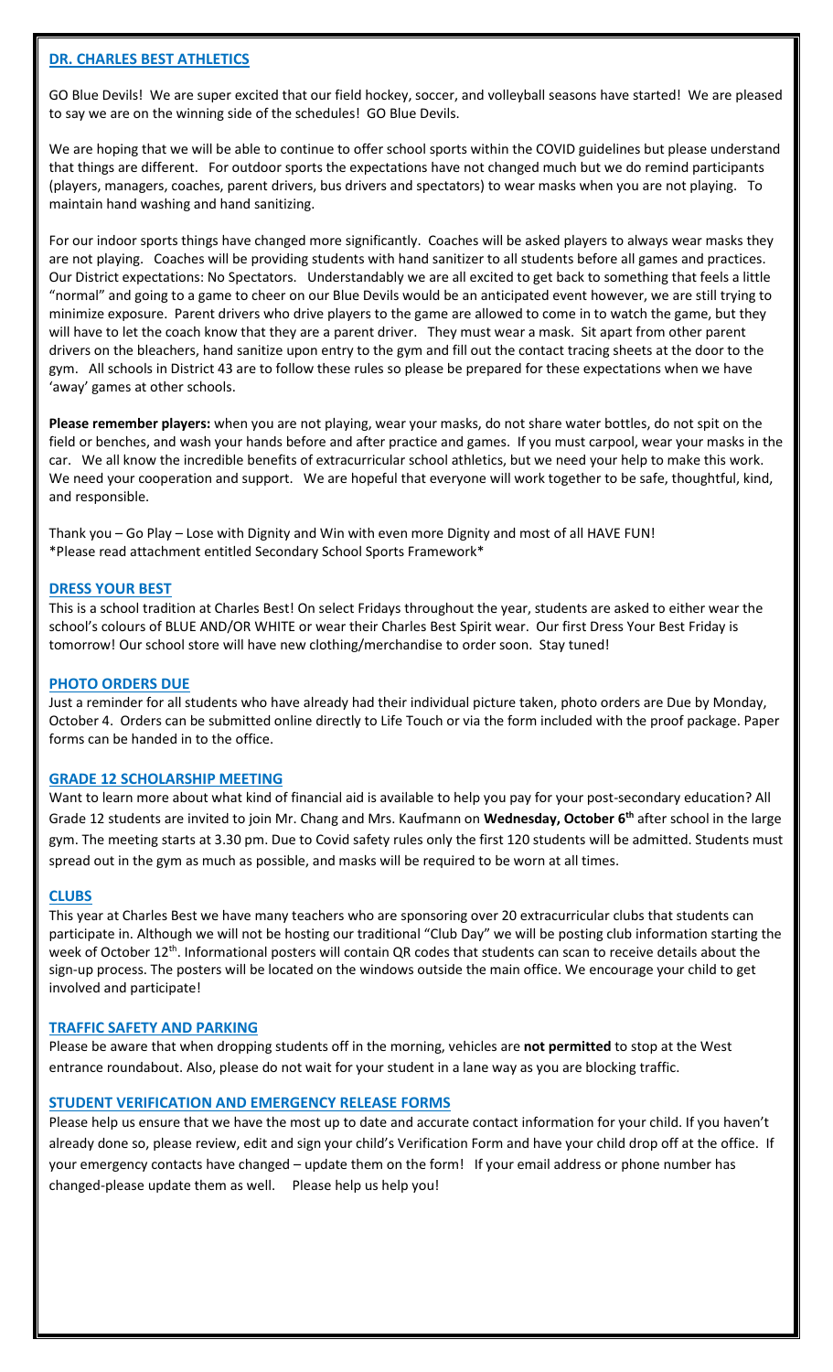## DR. CHARLES BEST ATHLETICS

GO Blue Devils! We are super excited that our field hockey, soccer, and volleyball seasons have started! We are pleased to say we are on the winning side of the schedules! GO Blue Devils.

We are hoping that we will be able to continue to offer school sports within the COVID guidelines but please understand that things are different. For outdoor sports the expectations have not changed much but we do remind participants (players, managers, coaches, parent drivers, bus drivers and spectators) to wear masks when you are not playing. To maintain hand washing and hand sanitizing.

For our indoor sports things have changed more significantly. Coaches will be asked players to always wear masks they are not playing. Coaches will be providing students with hand sanitizer to all students before all games and practices. Our District expectations: No Spectators. Understandably we are all excited to get back to something that feels a little "normal" and going to a game to cheer on our Blue Devils would be an anticipated event however, we are still trying to minimize exposure. Parent drivers who drive players to the game are allowed to come in to watch the game, but they will have to let the coach know that they are a parent driver. They must wear a mask. Sit apart from other parent drivers on the bleachers, hand sanitize upon entry to the gym and fill out the contact tracing sheets at the door to the gym. All schools in District 43 are to follow these rules so please be prepared for these expectations when we have 'away' games at other schools.

**Please remember players:** when you are not playing, wear your masks, do not share water bottles, do not spit on the field or benches, and wash your hands before and after practice and games. If you must carpool, wear your masks in the car. We all know the incredible benefits of extracurricular school athletics, but we need your help to make this work. We need your cooperation and support. We are hopeful that everyone will work together to be safe, thoughtful, kind, and responsible.

Thank you – Go Play – Lose with Dignity and Win with even more Dignity and most of all HAVE FUN!
*Please read attachment entitled Secondary School Sports Framework*

## DRESS YOUR BEST

This is a school tradition at Charles Best! On select Fridays throughout the year, students are asked to either wear the school's colours of BLUE AND/OR WHITE or wear their Charles Best Spirit wear. Our first Dress Your Best Friday is tomorrow! Our school store will have new clothing/merchandise to order soon. Stay tuned!

## PHOTO ORDERS DUE

Just a reminder for all students who have already had their individual picture taken, photo orders are Due by Monday, October 4. Orders can be submitted online directly to Life Touch or via the form included with the proof package. Paper forms can be handed in to the office.

## GRADE 12 SCHOLARSHIP MEETING

Want to learn more about what kind of financial aid is available to help you pay for your post-secondary education? All Grade 12 students are invited to join Mr. Chang and Mrs. Kaufmann on **Wednesday, October 6th** after school in the large gym. The meeting starts at 3.30 pm. Due to Covid safety rules only the first 120 students will be admitted. Students must spread out in the gym as much as possible, and masks will be required to be worn at all times.

## CLUBS

This year at Charles Best we have many teachers who are sponsoring over 20 extracurricular clubs that students can participate in. Although we will not be hosting our traditional "Club Day" we will be posting club information starting the week of October 12th. Informational posters will contain QR codes that students can scan to receive details about the sign-up process. The posters will be located on the windows outside the main office. We encourage your child to get involved and participate!

## TRAFFIC SAFETY AND PARKING

Please be aware that when dropping students off in the morning, vehicles are **not permitted** to stop at the West entrance roundabout. Also, please do not wait for your student in a lane way as you are blocking traffic.

## STUDENT VERIFICATION AND EMERGENCY RELEASE FORMS

Please help us ensure that we have the most up to date and accurate contact information for your child. If you haven't already done so, please review, edit and sign your child's Verification Form and have your child drop off at the office. If your emergency contacts have changed – update them on the form! If your email address or phone number has changed-please update them as well. Please help us help you!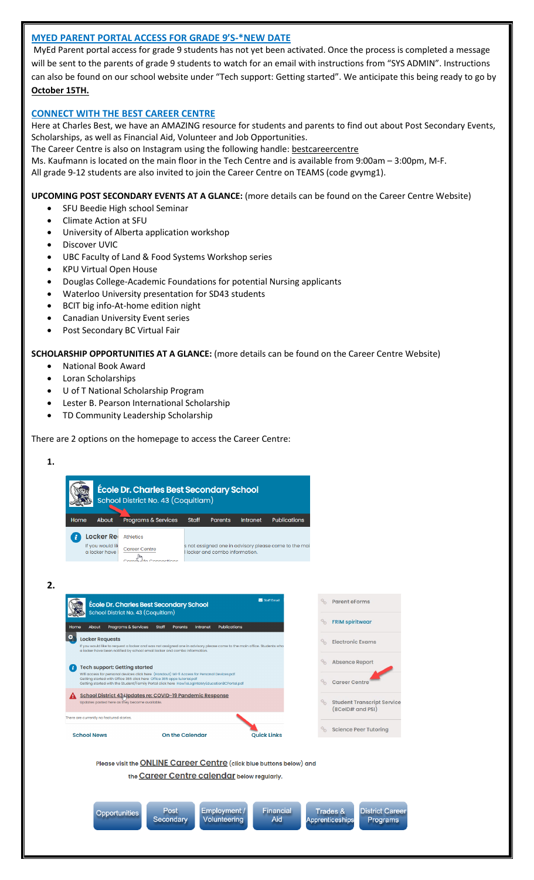## MYED PARENT PORTAL ACCESS FOR GRADE 9'S-*NEW DATE

MyEd Parent portal access for grade 9 students has not yet been activated. Once the process is completed a message will be sent to the parents of grade 9 students to watch for an email with instructions from "SYS ADMIN". Instructions can also be found on our school website under "Tech support: Getting started". We anticipate this being ready to go by **October 15TH.**

## CONNECT WITH THE BEST CAREER CENTRE

Here at Charles Best, we have an AMAZING resource for students and parents to find out about Post Secondary Events, Scholarships, as well as Financial Aid, Volunteer and Job Opportunities.

The Career Centre is also on Instagram using the following handle: bestcareercentre

Ms. Kaufmann is located on the main floor in the Tech Centre and is available from 9:00am – 3:00pm, M-F.

All grade 9-12 students are also invited to join the Career Centre on TEAMS (code gvymg1).

**UPCOMING POST SECONDARY EVENTS AT A GLANCE:** (more details can be found on the Career Centre Website)

- SFU Beedie High school Seminar
- Climate Action at SFU
- University of Alberta application workshop
- Discover UVIC
- UBC Faculty of Land & Food Systems Workshop series
- KPU Virtual Open House
- Douglas College-Academic Foundations for potential Nursing applicants
- Waterloo University presentation for SD43 students
- BCIT big info-At-home edition night
- Canadian University Event series
- Post Secondary BC Virtual Fair

**SCHOLARSHIP OPPORTUNITIES AT A GLANCE:** (more details can be found on the Career Centre Website)

- National Book Award
- Loran Scholarships
- U of T National Scholarship Program
- Lester B. Pearson International Scholarship
- TD Community Leadership Scholarship

There are 2 options on the homepage to access the Career Centre:

**1.**

École Dr. Charles Best Secondary School
School District No. 43 (Coquitlam)

Home | About | Programs & Services | Staff | Parents | Intranet | Publications

Athletics
Career Centre

**2.**

École Dr. Charles Best Secondary School
School District No. 43 (Coquitlam)

School News | On the Calendar | Quick Links

Parent eForms
FRIM spiritwear
Electronic Exams
Absence Report
Career Centre
Student Transcript Service (BCeID# and PSI)
Science Peer Tutoring

Please visit the ONLINE Career Centre (click blue buttons below) and the Career Centre calendar below regularly.

Opportunities | Post Secondary | Employment / Volunteering | Financial Aid | Trades & Apprenticeships | District Career Programs